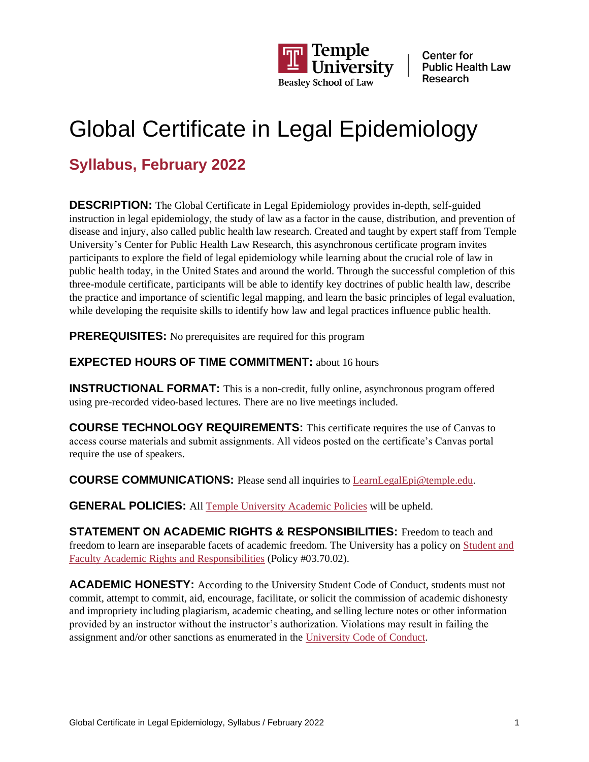Temple University Beasley School of Law | Center for Public Health Law Research

# Global Certificate in Legal Epidemiology

## Syllabus, February 2022

**DESCRIPTION:** The Global Certificate in Legal Epidemiology provides in-depth, self-guided instruction in legal epidemiology, the study of law as a factor in the cause, distribution, and prevention of disease and injury, also called public health law research. Created and taught by expert staff from Temple University's Center for Public Health Law Research, this asynchronous certificate program invites participants to explore the field of legal epidemiology while learning about the crucial role of law in public health today, in the United States and around the world. Through the successful completion of this three-module certificate, participants will be able to identify key doctrines of public health law, describe the practice and importance of scientific legal mapping, and learn the basic principles of legal evaluation, while developing the requisite skills to identify how law and legal practices influence public health.

**PREREQUISITES:** No prerequisites are required for this program

**EXPECTED HOURS OF TIME COMMITMENT:** about 16 hours

**INSTRUCTIONAL FORMAT:** This is a non-credit, fully online, asynchronous program offered using pre-recorded video-based lectures. There are no live meetings included.

**COURSE TECHNOLOGY REQUIREMENTS:** This certificate requires the use of Canvas to access course materials and submit assignments. All videos posted on the certificate's Canvas portal require the use of speakers.

**COURSE COMMUNICATIONS:** Please send all inquiries to LearnLegalEpi@temple.edu.

**GENERAL POLICIES:** All Temple University Academic Policies will be upheld.

**STATEMENT ON ACADEMIC RIGHTS & RESPONSIBILITIES:** Freedom to teach and freedom to learn are inseparable facets of academic freedom. The University has a policy on Student and Faculty Academic Rights and Responsibilities (Policy #03.70.02).

**ACADEMIC HONESTY:** According to the University Student Code of Conduct, students must not commit, attempt to commit, aid, encourage, facilitate, or solicit the commission of academic dishonesty and impropriety including plagiarism, academic cheating, and selling lecture notes or other information provided by an instructor without the instructor's authorization. Violations may result in failing the assignment and/or other sanctions as enumerated in the University Code of Conduct.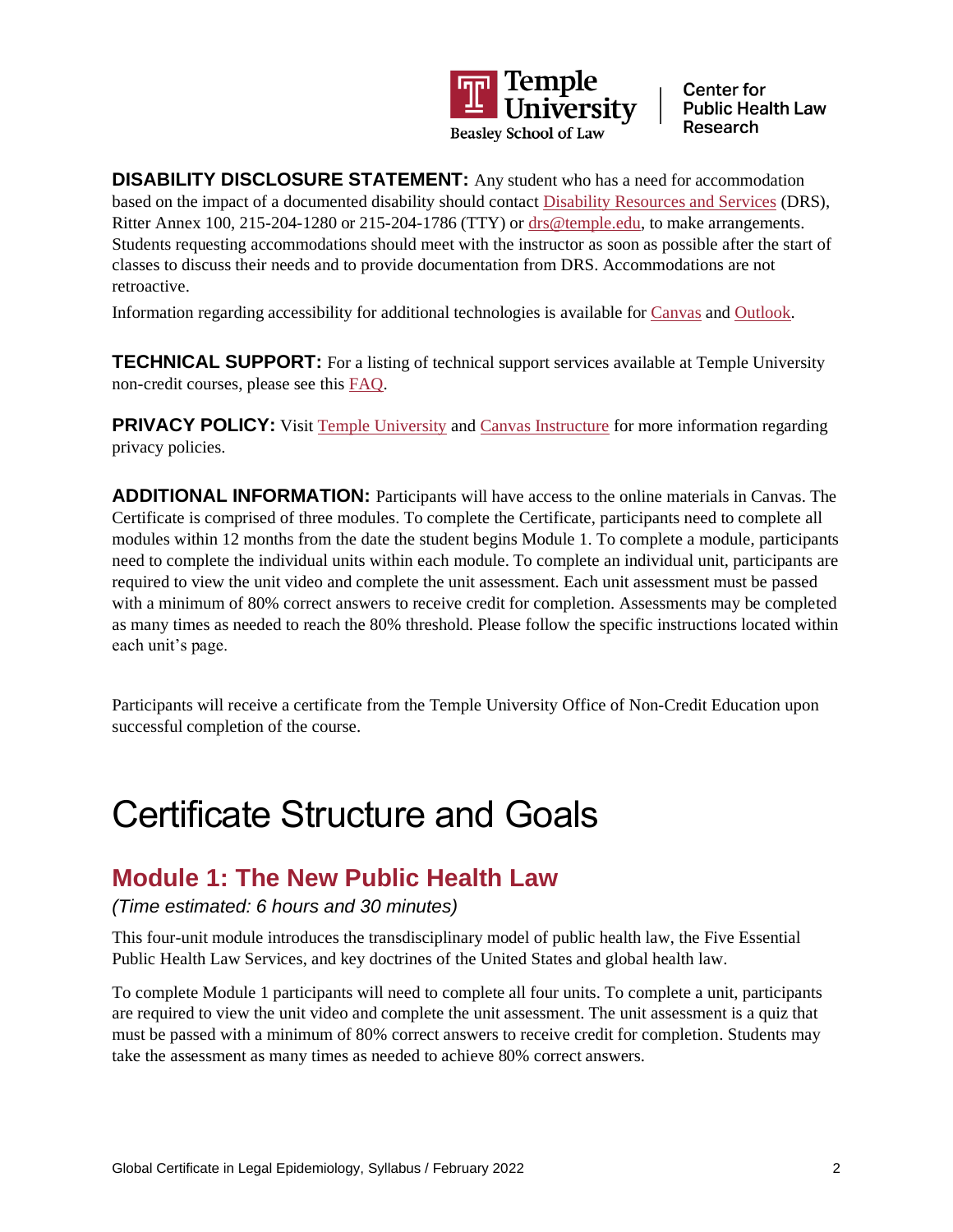**DISABILITY DISCLOSURE STATEMENT:** Any student who has a need for accommodation based on the impact of a documented disability should contact Disability Resources and Services (DRS), Ritter Annex 100, 215-204-1280 or 215-204-1786 (TTY) or drs@temple.edu, to make arrangements. Students requesting accommodations should meet with the instructor as soon as possible after the start of classes to discuss their needs and to provide documentation from DRS. Accommodations are not retroactive.

Information regarding accessibility for additional technologies is available for Canvas and Outlook.

**TECHNICAL SUPPORT:** For a listing of technical support services available at Temple University non-credit courses, please see this FAQ.

**PRIVACY POLICY:** Visit Temple University and Canvas Instructure for more information regarding privacy policies.

**ADDITIONAL INFORMATION:** Participants will have access to the online materials in Canvas. The Certificate is comprised of three modules. To complete the Certificate, participants need to complete all modules within 12 months from the date the student begins Module 1. To complete a module, participants need to complete the individual units within each module. To complete an individual unit, participants are required to view the unit video and complete the unit assessment. Each unit assessment must be passed with a minimum of 80% correct answers to receive credit for completion. Assessments may be completed as many times as needed to reach the 80% threshold. Please follow the specific instructions located within each unit's page.

Participants will receive a certificate from the Temple University Office of Non-Credit Education upon successful completion of the course.

# Certificate Structure and Goals

## Module 1: The New Public Health Law

*(Time estimated: 6 hours and 30 minutes)*

This four-unit module introduces the transdisciplinary model of public health law, the Five Essential Public Health Law Services, and key doctrines of the United States and global health law.

To complete Module 1 participants will need to complete all four units. To complete a unit, participants are required to view the unit video and complete the unit assessment. The unit assessment is a quiz that must be passed with a minimum of 80% correct answers to receive credit for completion. Students may take the assessment as many times as needed to achieve 80% correct answers.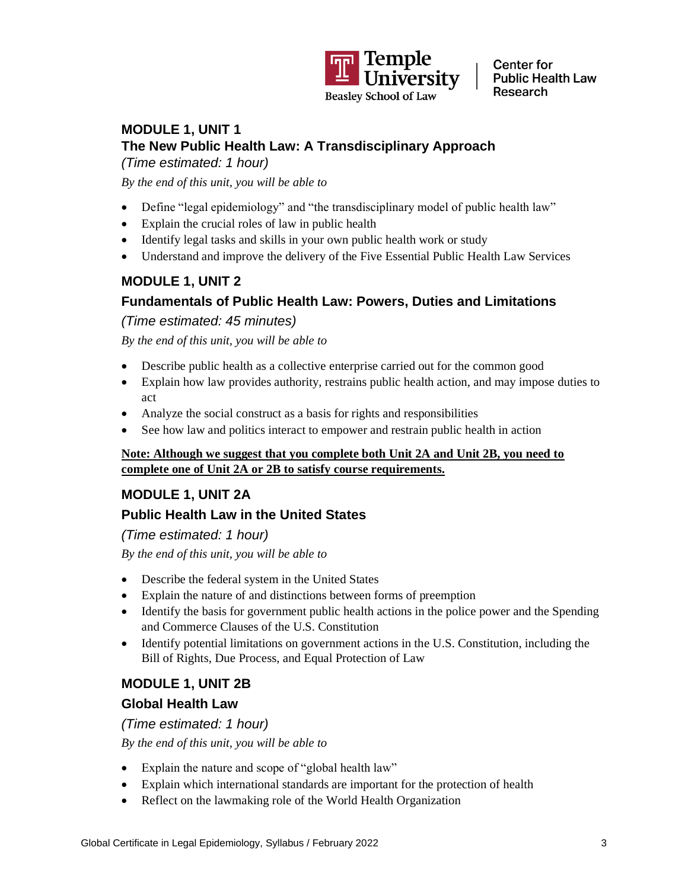## MODULE 1, UNIT 1

## The New Public Health Law: A Transdisciplinary Approach

*(Time estimated: 1 hour)*

*By the end of this unit, you will be able to*

- Define "legal epidemiology" and "the transdisciplinary model of public health law"
- Explain the crucial roles of law in public health
- Identify legal tasks and skills in your own public health work or study
- Understand and improve the delivery of the Five Essential Public Health Law Services

## MODULE 1, UNIT 2

## Fundamentals of Public Health Law: Powers, Duties and Limitations

*(Time estimated: 45 minutes)*

*By the end of this unit, you will be able to*

- Describe public health as a collective enterprise carried out for the common good
- Explain how law provides authority, restrains public health action, and may impose duties to act
- Analyze the social construct as a basis for rights and responsibilities
- See how law and politics interact to empower and restrain public health in action

**Note: Although we suggest that you complete both Unit 2A and Unit 2B, you need to complete one of Unit 2A or 2B to satisfy course requirements.**

## MODULE 1, UNIT 2A

## Public Health Law in the United States

*(Time estimated: 1 hour)*

*By the end of this unit, you will be able to*

- Describe the federal system in the United States
- Explain the nature of and distinctions between forms of preemption
- Identify the basis for government public health actions in the police power and the Spending and Commerce Clauses of the U.S. Constitution
- Identify potential limitations on government actions in the U.S. Constitution, including the Bill of Rights, Due Process, and Equal Protection of Law

## MODULE 1, UNIT 2B

## Global Health Law

*(Time estimated: 1 hour)*

*By the end of this unit, you will be able to*

- Explain the nature and scope of "global health law"
- Explain which international standards are important for the protection of health
- Reflect on the lawmaking role of the World Health Organization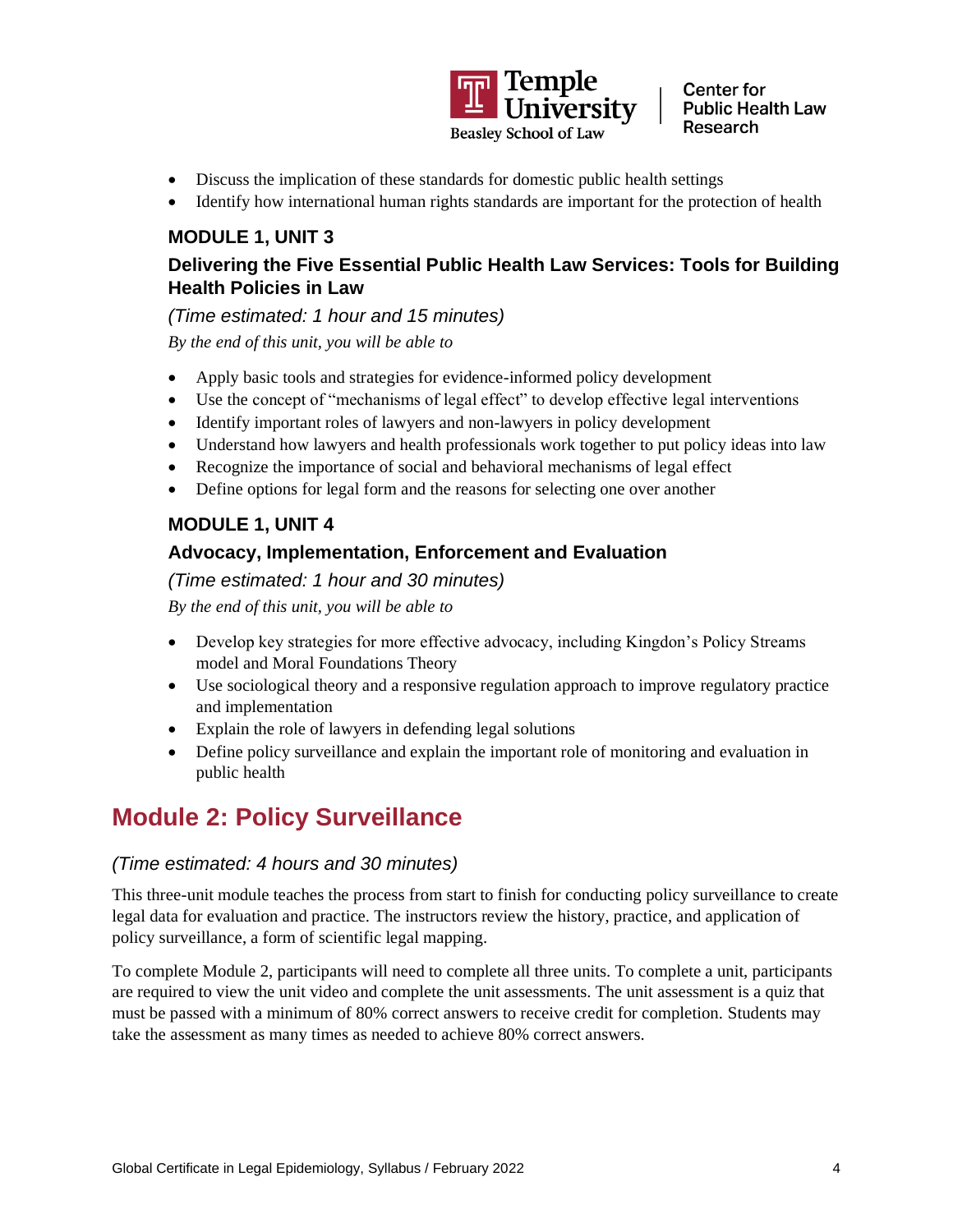- Discuss the implication of these standards for domestic public health settings
- Identify how international human rights standards are important for the protection of health

### MODULE 1, UNIT 3

### Delivering the Five Essential Public Health Law Services: Tools for Building Health Policies in Law

*(Time estimated: 1 hour and 15 minutes)*

*By the end of this unit, you will be able to*

- Apply basic tools and strategies for evidence-informed policy development
- Use the concept of "mechanisms of legal effect" to develop effective legal interventions
- Identify important roles of lawyers and non-lawyers in policy development
- Understand how lawyers and health professionals work together to put policy ideas into law
- Recognize the importance of social and behavioral mechanisms of legal effect
- Define options for legal form and the reasons for selecting one over another

### MODULE 1, UNIT 4

### Advocacy, Implementation, Enforcement and Evaluation

*(Time estimated: 1 hour and 30 minutes)*

*By the end of this unit, you will be able to*

- Develop key strategies for more effective advocacy, including Kingdon's Policy Streams model and Moral Foundations Theory
- Use sociological theory and a responsive regulation approach to improve regulatory practice and implementation
- Explain the role of lawyers in defending legal solutions
- Define policy surveillance and explain the important role of monitoring and evaluation in public health

## Module 2: Policy Surveillance

*(Time estimated: 4 hours and 30 minutes)*

This three-unit module teaches the process from start to finish for conducting policy surveillance to create legal data for evaluation and practice. The instructors review the history, practice, and application of policy surveillance, a form of scientific legal mapping.

To complete Module 2, participants will need to complete all three units. To complete a unit, participants are required to view the unit video and complete the unit assessments. The unit assessment is a quiz that must be passed with a minimum of 80% correct answers to receive credit for completion. Students may take the assessment as many times as needed to achieve 80% correct answers.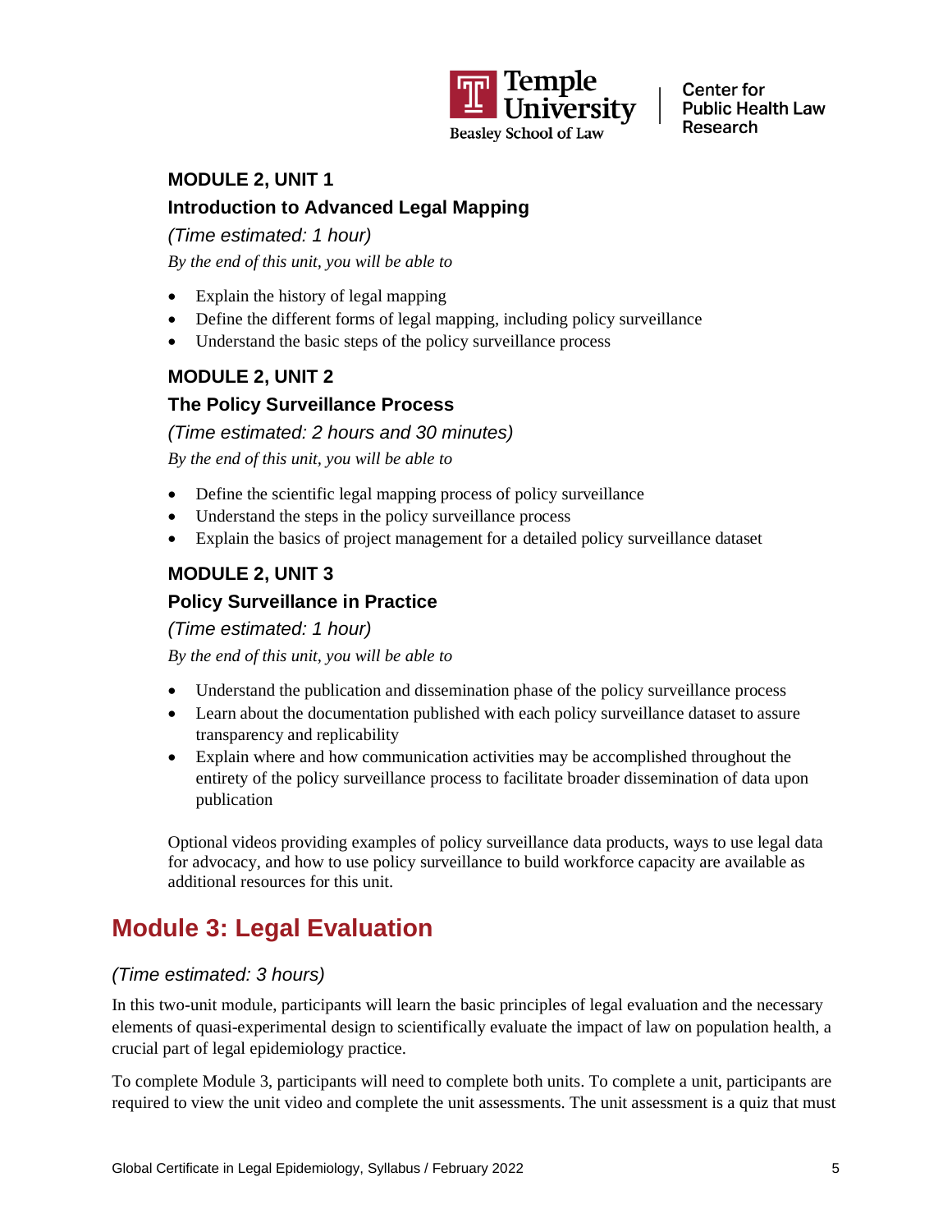### MODULE 2, UNIT 1

### Introduction to Advanced Legal Mapping

*(Time estimated: 1 hour)*

*By the end of this unit, you will be able to*

- Explain the history of legal mapping
- Define the different forms of legal mapping, including policy surveillance
- Understand the basic steps of the policy surveillance process

### MODULE 2, UNIT 2

### The Policy Surveillance Process

*(Time estimated: 2 hours and 30 minutes)*

*By the end of this unit, you will be able to*

- Define the scientific legal mapping process of policy surveillance
- Understand the steps in the policy surveillance process
- Explain the basics of project management for a detailed policy surveillance dataset

### MODULE 2, UNIT 3

### Policy Surveillance in Practice

*(Time estimated: 1 hour)*

*By the end of this unit, you will be able to*

- Understand the publication and dissemination phase of the policy surveillance process
- Learn about the documentation published with each policy surveillance dataset to assure transparency and replicability
- Explain where and how communication activities may be accomplished throughout the entirety of the policy surveillance process to facilitate broader dissemination of data upon publication

Optional videos providing examples of policy surveillance data products, ways to use legal data for advocacy, and how to use policy surveillance to build workforce capacity are available as additional resources for this unit.

## Module 3: Legal Evaluation

*(Time estimated: 3 hours)*

In this two-unit module, participants will learn the basic principles of legal evaluation and the necessary elements of quasi-experimental design to scientifically evaluate the impact of law on population health, a crucial part of legal epidemiology practice.

To complete Module 3, participants will need to complete both units. To complete a unit, participants are required to view the unit video and complete the unit assessments. The unit assessment is a quiz that must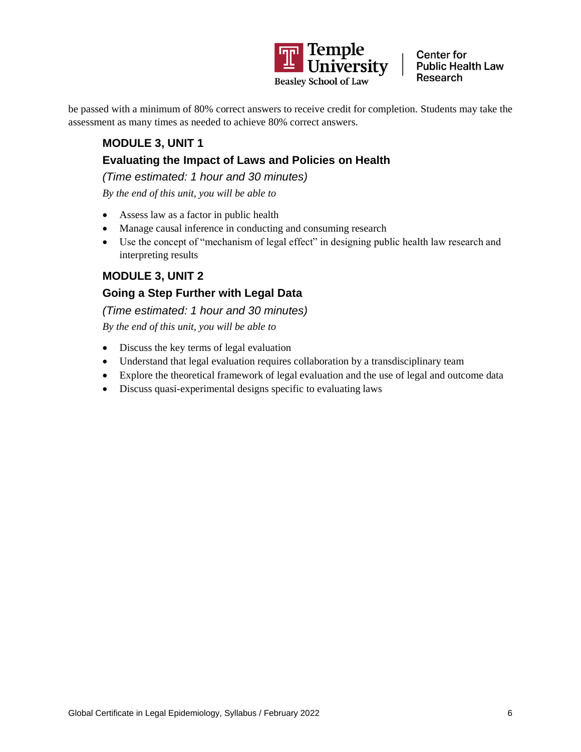be passed with a minimum of 80% correct answers to receive credit for completion. Students may take the assessment as many times as needed to achieve 80% correct answers.

### MODULE 3, UNIT 1

### Evaluating the Impact of Laws and Policies on Health

*(Time estimated: 1 hour and 30 minutes)*

*By the end of this unit, you will be able to*

- Assess law as a factor in public health
- Manage causal inference in conducting and consuming research
- Use the concept of "mechanism of legal effect" in designing public health law research and interpreting results

### MODULE 3, UNIT 2

### Going a Step Further with Legal Data

*(Time estimated: 1 hour and 30 minutes)*

*By the end of this unit, you will be able to*

- Discuss the key terms of legal evaluation
- Understand that legal evaluation requires collaboration by a transdisciplinary team
- Explore the theoretical framework of legal evaluation and the use of legal and outcome data
- Discuss quasi-experimental designs specific to evaluating laws